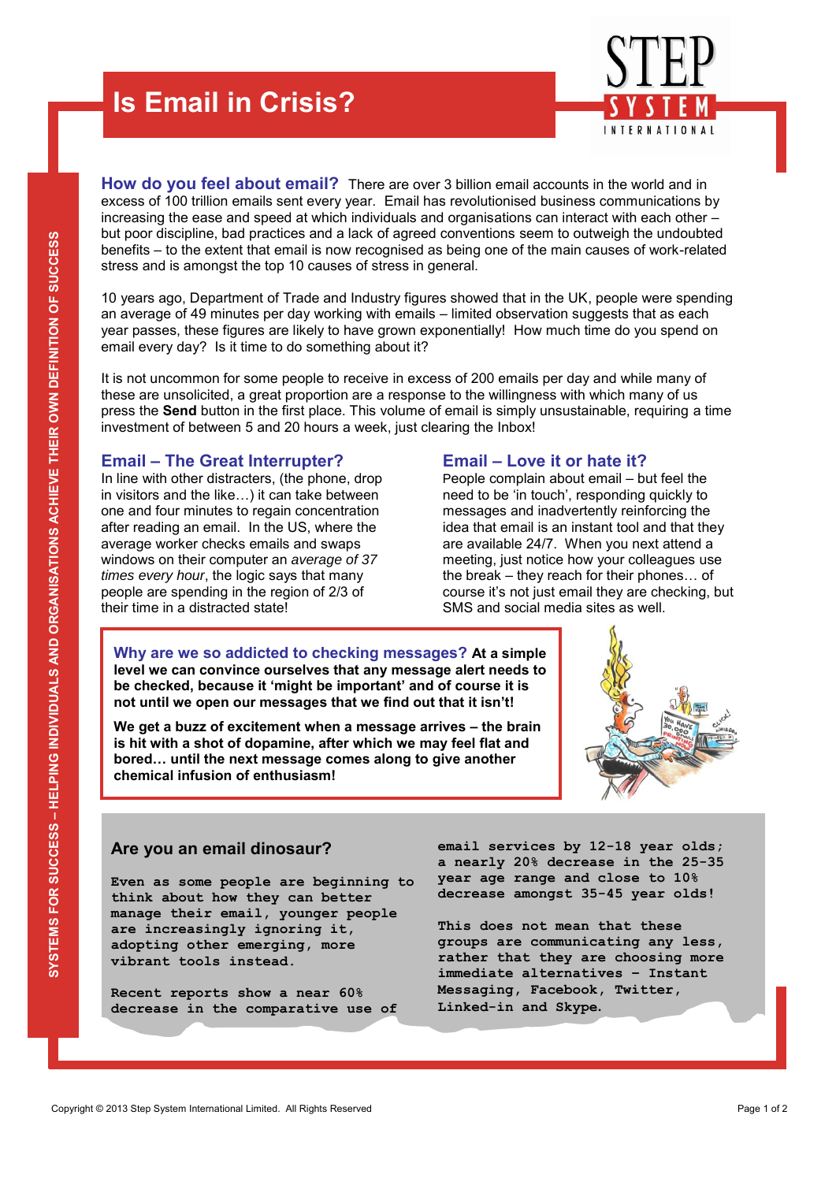# Is Email in Crisis?

STEP SYSTEM INTERNATIONAL

SYSTEMS FOR SUCCESS – HELPING INDIVIDUALS AND ORGANISATIONS ACHIEVE THEIR OWN DEFINITION OF SUCCESS

**How do you feel about email?** There are over 3 billion email accounts in the world and in excess of 100 trillion emails sent every year. Email has revolutionised business communications by increasing the ease and speed at which individuals and organisations can interact with each other – but poor discipline, bad practices and a lack of agreed conventions seem to outweigh the undoubted benefits – to the extent that email is now recognised as being one of the main causes of work-related stress and is amongst the top 10 causes of stress in general.

10 years ago, Department of Trade and Industry figures showed that in the UK, people were spending an average of 49 minutes per day working with emails – limited observation suggests that as each year passes, these figures are likely to have grown exponentially! How much time do you spend on email every day? Is it time to do something about it?

It is not uncommon for some people to receive in excess of 200 emails per day and while many of these are unsolicited, a great proportion are a response to the willingness with which many of us press the **Send** button in the first place. This volume of email is simply unsustainable, requiring a time investment of between 5 and 20 hours a week, just clearing the Inbox!

## Email – The Great Interrupter?

In line with other distracters, (the phone, drop in visitors and the like…) it can take between one and four minutes to regain concentration after reading an email. In the US, where the average worker checks emails and swaps windows on their computer an *average of 37 times every hour*, the logic says that many people are spending in the region of 2/3 of their time in a distracted state!

## Email – Love it or hate it?

People complain about email – but feel the need to be 'in touch', responding quickly to messages and inadvertently reinforcing the idea that email is an instant tool and that they are available 24/7. When you next attend a meeting, just notice how your colleagues use the break – they reach for their phones… of course it's not just email they are checking, but SMS and social media sites as well.

**Why are we so addicted to checking messages? At a simple level we can convince ourselves that any message alert needs to be checked, because it 'might be important' and of course it is not until we open our messages that we find out that it isn't!**

**We get a buzz of excitement when a message arrives – the brain is hit with a shot of dopamine, after which we may feel flat and bored… until the next message comes along to give another chemical infusion of enthusiasm!**

## Are you an email dinosaur?

Even as some people are beginning to think about how they can better manage their email, younger people are increasingly ignoring it, adopting other emerging, more vibrant tools instead.

Recent reports show a near 60% decrease in the comparative use of email services by 12-18 year olds; a nearly 20% decrease in the 25-35 year age range and close to 10% decrease amongst 35-45 year olds!

This does not mean that these groups are communicating any less, rather that they are choosing more immediate alternatives – Instant Messaging, Facebook, Twitter, Linked-in and Skype.

Copyright © 2013 Step System International Limited. All Rights Reserved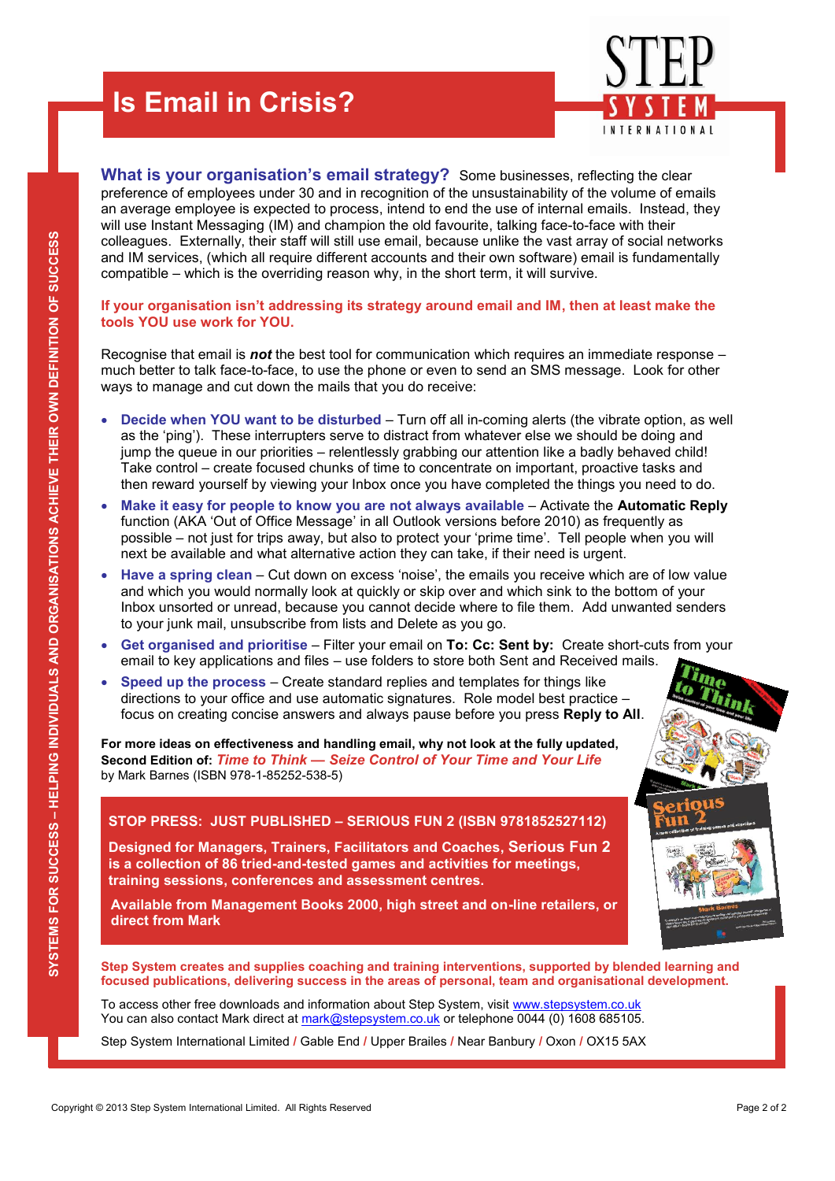# Is Email in Crisis?

SYSTEMS FOR SUCCESS – HELPING INDIVIDUALS AND ORGANISATIONS ACHIEVE THEIR OWN DEFINITION OF SUCCESS

## What is your organisation's email strategy?

Some businesses, reflecting the clear preference of employees under 30 and in recognition of the unsustainability of the volume of emails an average employee is expected to process, intend to end the use of internal emails. Instead, they will use Instant Messaging (IM) and champion the old favourite, talking face-to-face with their colleagues. Externally, their staff will still use email, because unlike the vast array of social networks and IM services, (which all require different accounts and their own software) email is fundamentally compatible – which is the overriding reason why, in the short term, it will survive.

**If your organisation isn't addressing its strategy around email and IM, then at least make the tools YOU use work for YOU.**

Recognise that email is ***not*** the best tool for communication which requires an immediate response – much better to talk face-to-face, to use the phone or even to send an SMS message. Look for other ways to manage and cut down the mails that you do receive:

- **Decide when YOU want to be disturbed** – Turn off all in-coming alerts (the vibrate option, as well as the 'ping'). These interrupters serve to distract from whatever else we should be doing and jump the queue in our priorities – relentlessly grabbing our attention like a badly behaved child! Take control – create focused chunks of time to concentrate on important, proactive tasks and then reward yourself by viewing your Inbox once you have completed the things you need to do.
- **Make it easy for people to know you are not always available** – Activate the **Automatic Reply** function (AKA 'Out of Office Message' in all Outlook versions before 2010) as frequently as possible – not just for trips away, but also to protect your 'prime time'. Tell people when you will next be available and what alternative action they can take, if their need is urgent.
- **Have a spring clean** – Cut down on excess 'noise', the emails you receive which are of low value and which you would normally look at quickly or skip over and which sink to the bottom of your Inbox unsorted or unread, because you cannot decide where to file them. Add unwanted senders to your junk mail, unsubscribe from lists and Delete as you go.
- **Get organised and prioritise** – Filter your email on **To: Cc: Sent by:** Create short-cuts from your email to key applications and files – use folders to store both Sent and Received mails.
- **Speed up the process** – Create standard replies and templates for things like directions to your office and use automatic signatures. Role model best practice – focus on creating concise answers and always pause before you press **Reply to All**.

**For more ideas on effectiveness and handling email, why not look at the fully updated, Second Edition of:** ***Time to Think — Seize Control of Your Time and Your Life*** by Mark Barnes (ISBN 978-1-85252-538-5)

**STOP PRESS: JUST PUBLISHED – SERIOUS FUN 2 (ISBN 9781852527112)**

**Designed for Managers, Trainers, Facilitators and Coaches, Serious Fun 2 is a collection of 86 tried-and-tested games and activities for meetings, training sessions, conferences and assessment centres.**

**Available from Management Books 2000, high street and on-line retailers, or direct from Mark**

**Step System creates and supplies coaching and training interventions, supported by blended learning and focused publications, delivering success in the areas of personal, team and organisational development.**

To access other free downloads and information about Step System, visit www.stepsystem.co.uk
You can also contact Mark direct at mark@stepsystem.co.uk or telephone 0044 (0) 1608 685105.

Step System International Limited / Gable End / Upper Brailes / Near Banbury / Oxon / OX15 5AX

Copyright © 2013 Step System International Limited. All Rights Reserved